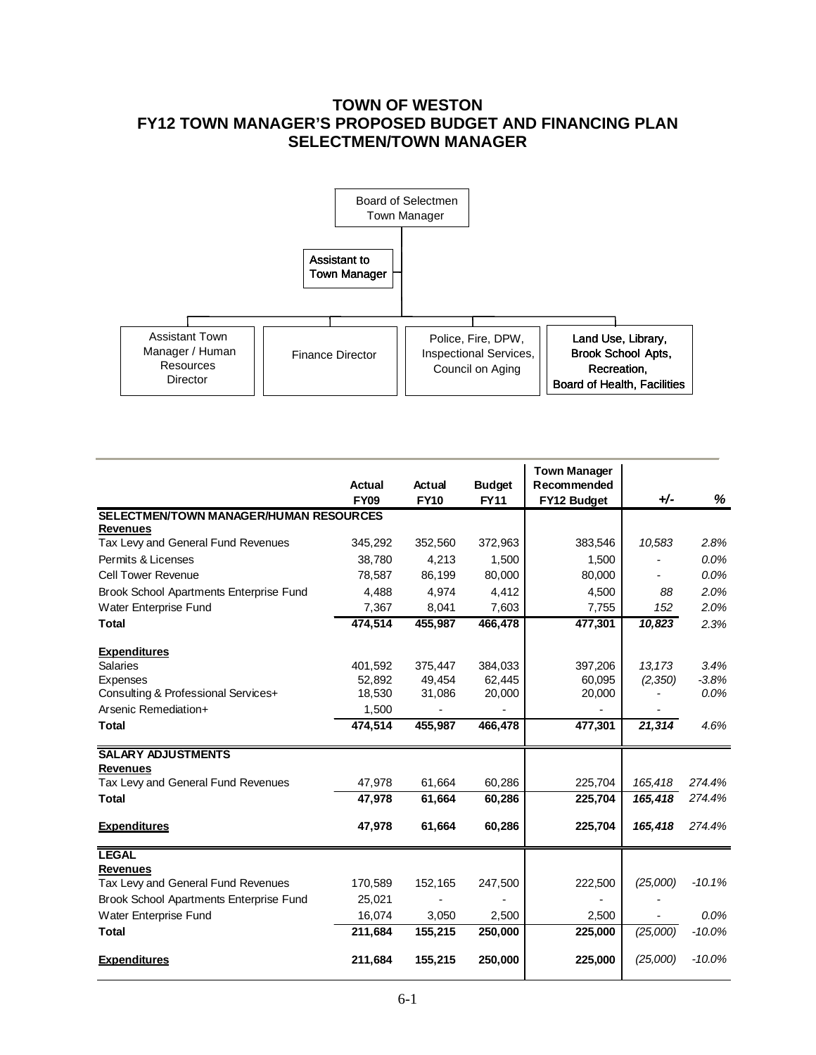# TOWN OF WESTON
# FY12 TOWN MANAGER'S PROPOSED BUDGET AND FINANCING PLAN
# SELECTMEN/TOWN MANAGER

Board of Selectmen
Town Manager

Assistant to
Town Manager

Assistant Town
Manager / Human
Resources
Director

Finance Director

Police, Fire, DPW,
Inspectional Services,
Council on Aging

Land Use, Library,
Brook School Apts,
Recreation,
Board of Health, Facilities

| | Actual FY09 | Actual FY10 | Budget FY11 | Town Manager Recommended FY12 Budget | +/- | % |
|---|---|---|---|---|---|---|
| **SELECTMEN/TOWN MANAGER/HUMAN RESOURCES** | | | | | | |
| **Revenues** | | | | | | |
| Tax Levy and General Fund Revenues | 345,292 | 352,560 | 372,963 | 383,546 | *10,583* | *2.8%* |
| Permits & Licenses | 38,780 | 4,213 | 1,500 | 1,500 | - | *0.0%* |
| Cell Tower Revenue | 78,587 | 86,199 | 80,000 | 80,000 | - | *0.0%* |
| Brook School Apartments Enterprise Fund | 4,488 | 4,974 | 4,412 | 4,500 | *88* | *2.0%* |
| Water Enterprise Fund | 7,367 | 8,041 | 7,603 | 7,755 | *152* | *2.0%* |
| **Total** | **474,514** | **455,987** | **466,478** | **477,301** | ***10,823*** | *2.3%* |
| **Expenditures** | | | | | | |
| Salaries | 401,592 | 375,447 | 384,033 | 397,206 | *13,173* | *3.4%* |
| Expenses | 52,892 | 49,454 | 62,445 | 60,095 | *(2,350)* | *-3.8%* |
| Consulting & Professional Services+ | 18,530 | 31,086 | 20,000 | 20,000 | - | *0.0%* |
| Arsenic Remediation+ | 1,500 | - | - | - | - | |
| **Total** | **474,514** | **455,987** | **466,478** | **477,301** | ***21,314*** | *4.6%* |
| **SALARY ADJUSTMENTS** | | | | | | |
| **Revenues** | | | | | | |
| Tax Levy and General Fund Revenues | 47,978 | 61,664 | 60,286 | 225,704 | *165,418* | *274.4%* |
| **Total** | **47,978** | **61,664** | **60,286** | **225,704** | ***165,418*** | *274.4%* |
| **Expenditures** | **47,978** | **61,664** | **60,286** | **225,704** | ***165,418*** | *274.4%* |
| **LEGAL** | | | | | | |
| **Revenues** | | | | | | |
| Tax Levy and General Fund Revenues | 170,589 | 152,165 | 247,500 | 222,500 | *(25,000)* | *-10.1%* |
| Brook School Apartments Enterprise Fund | 25,021 | - | - | - | - | |
| Water Enterprise Fund | 16,074 | 3,050 | 2,500 | 2,500 | - | *0.0%* |
| **Total** | **211,684** | **155,215** | **250,000** | **225,000** | *(25,000)* | *-10.0%* |
| **Expenditures** | **211,684** | **155,215** | **250,000** | **225,000** | *(25,000)* | *-10.0%* |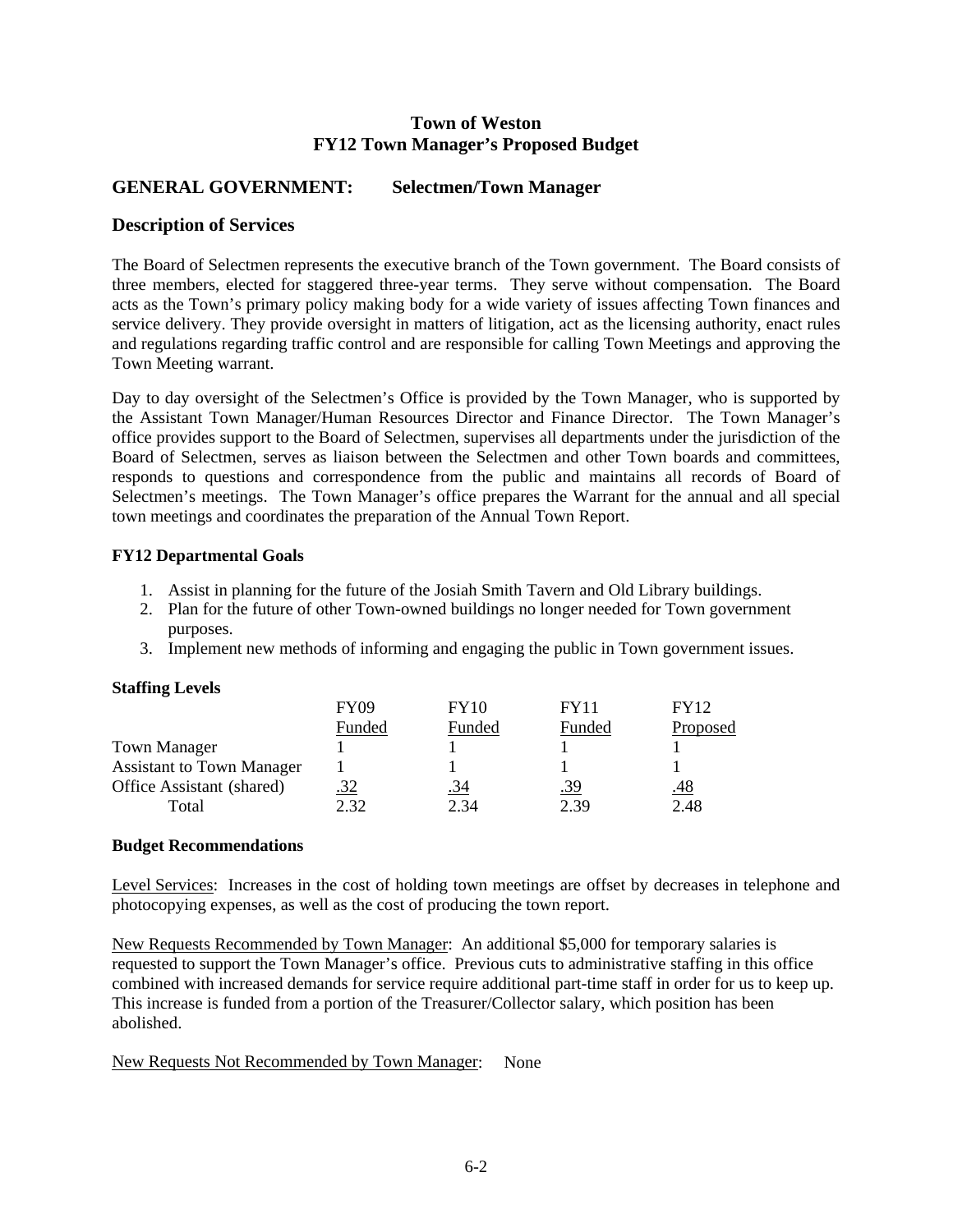# Town of Weston
# FY12 Town Manager's Proposed Budget

## GENERAL GOVERNMENT: Selectmen/Town Manager

## Description of Services

The Board of Selectmen represents the executive branch of the Town government. The Board consists of three members, elected for staggered three-year terms. They serve without compensation. The Board acts as the Town's primary policy making body for a wide variety of issues affecting Town finances and service delivery. They provide oversight in matters of litigation, act as the licensing authority, enact rules and regulations regarding traffic control and are responsible for calling Town Meetings and approving the Town Meeting warrant.

Day to day oversight of the Selectmen's Office is provided by the Town Manager, who is supported by the Assistant Town Manager/Human Resources Director and Finance Director. The Town Manager's office provides support to the Board of Selectmen, supervises all departments under the jurisdiction of the Board of Selectmen, serves as liaison between the Selectmen and other Town boards and committees, responds to questions and correspondence from the public and maintains all records of Board of Selectmen's meetings. The Town Manager's office prepares the Warrant for the annual and all special town meetings and coordinates the preparation of the Annual Town Report.

### FY12 Departmental Goals

1. Assist in planning for the future of the Josiah Smith Tavern and Old Library buildings.
2. Plan for the future of other Town-owned buildings no longer needed for Town government purposes.
3. Implement new methods of informing and engaging the public in Town government issues.

### Staffing Levels

| | FY09 Funded | FY10 Funded | FY11 Funded | FY12 Proposed |
|---|---|---|---|---|
| Town Manager | 1 | 1 | 1 | 1 |
| Assistant to Town Manager | 1 | 1 | 1 | 1 |
| Office Assistant (shared) | .32 | .34 | .39 | .48 |
| Total | 2.32 | 2.34 | 2.39 | 2.48 |

### Budget Recommendations

Level Services: Increases in the cost of holding town meetings are offset by decreases in telephone and photocopying expenses, as well as the cost of producing the town report.

New Requests Recommended by Town Manager: An additional $5,000 for temporary salaries is requested to support the Town Manager's office. Previous cuts to administrative staffing in this office combined with increased demands for service require additional part-time staff in order for us to keep up. This increase is funded from a portion of the Treasurer/Collector salary, which position has been abolished.

New Requests Not Recommended by Town Manager: None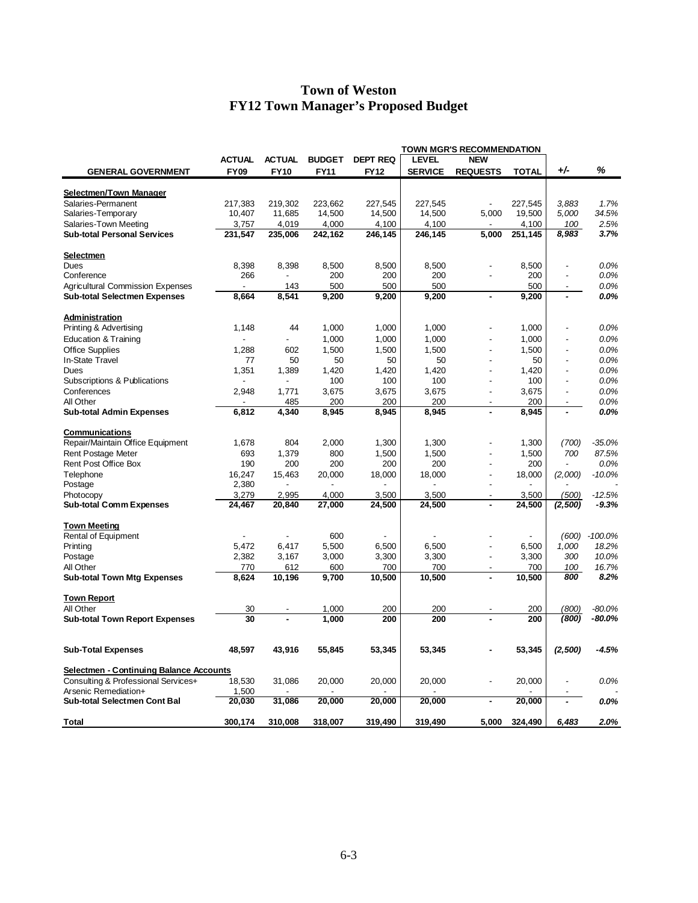# Town of Weston
## FY12 Town Manager's Proposed Budget

| GENERAL GOVERNMENT | ACTUAL FY09 | ACTUAL FY10 | BUDGET FY11 | DEPT REQ FY12 | TOWN MGR'S RECOMMENDATION LEVEL SERVICE | NEW REQUESTS | TOTAL | +/- | % |
|---|---|---|---|---|---|---|---|---|---|
| **Selectmen/Town Manager** | | | | | | | | | |
| Salaries-Permanent | 217,383 | 219,302 | 223,662 | 227,545 | 227,545 | - | 227,545 | 3,883 | 1.7% |
| Salaries-Temporary | 10,407 | 11,685 | 14,500 | 14,500 | 14,500 | 5,000 | 19,500 | 5,000 | 34.5% |
| Salaries-Town Meeting | 3,757 | 4,019 | 4,000 | 4,100 | 4,100 | - | 4,100 | 100 | 2.5% |
| **Sub-total Personal Services** | **231,547** | **235,006** | **242,162** | **246,145** | **246,145** | **5,000** | **251,145** | **8,983** | **3.7%** |
| **Selectmen** | | | | | | | | | |
| Dues | 8,398 | 8,398 | 8,500 | 8,500 | 8,500 | - | 8,500 | - | 0.0% |
| Conference | 266 | - | 200 | 200 | 200 | - | 200 | - | 0.0% |
| Agricultural Commission Expenses | - | 143 | 500 | 500 | 500 | | 500 | - | 0.0% |
| **Sub-total Selectmen Expenses** | **8,664** | **8,541** | **9,200** | **9,200** | **9,200** | **-** | **9,200** | **-** | **0.0%** |
| **Administration** | | | | | | | | | |
| Printing & Advertising | 1,148 | 44 | 1,000 | 1,000 | 1,000 | - | 1,000 | - | 0.0% |
| Education & Training | - | - | 1,000 | 1,000 | 1,000 | - | 1,000 | - | 0.0% |
| Office Supplies | 1,288 | 602 | 1,500 | 1,500 | 1,500 | - | 1,500 | - | 0.0% |
| In-State Travel | 77 | 50 | 50 | 50 | 50 | - | 50 | - | 0.0% |
| Dues | 1,351 | 1,389 | 1,420 | 1,420 | 1,420 | - | 1,420 | - | 0.0% |
| Subscriptions & Publications | - | - | 100 | 100 | 100 | - | 100 | - | 0.0% |
| Conferences | 2,948 | 1,771 | 3,675 | 3,675 | 3,675 | - | 3,675 | - | 0.0% |
| All Other | - | 485 | 200 | 200 | 200 | - | 200 | - | 0.0% |
| **Sub-total Admin Expenses** | **6,812** | **4,340** | **8,945** | **8,945** | **8,945** | **-** | **8,945** | **-** | **0.0%** |
| **Communications** | | | | | | | | | |
| Repair/Maintain Office Equipment | 1,678 | 804 | 2,000 | 1,300 | 1,300 | - | 1,300 | (700) | -35.0% |
| Rent Postage Meter | 693 | 1,379 | 800 | 1,500 | 1,500 | - | 1,500 | 700 | 87.5% |
| Rent Post Office Box | 190 | 200 | 200 | 200 | 200 | - | 200 | - | 0.0% |
| Telephone | 16,247 | 15,463 | 20,000 | 18,000 | 18,000 | - | 18,000 | (2,000) | -10.0% |
| Postage | 2,380 | - | - | - | - | - | - | - | - |
| Photocopy | 3,279 | 2,995 | 4,000 | 3,500 | 3,500 | - | 3,500 | (500) | -12.5% |
| **Sub-total Comm Expenses** | **24,467** | **20,840** | **27,000** | **24,500** | **24,500** | **-** | **24,500** | **(2,500)** | **-9.3%** |
| **Town Meeting** | | | | | | | | | |
| Rental of Equipment | - | - | 600 | - | - | - | - | (600) | -100.0% |
| Printing | 5,472 | 6,417 | 5,500 | 6,500 | 6,500 | - | 6,500 | 1,000 | 18.2% |
| Postage | 2,382 | 3,167 | 3,000 | 3,300 | 3,300 | - | 3,300 | 300 | 10.0% |
| All Other | 770 | 612 | 600 | 700 | 700 | - | 700 | 100 | 16.7% |
| **Sub-total Town Mtg Expenses** | **8,624** | **10,196** | **9,700** | **10,500** | **10,500** | **-** | **10,500** | **800** | **8.2%** |
| **Town Report** | | | | | | | | | |
| All Other | 30 | - | 1,000 | 200 | 200 | - | 200 | (800) | -80.0% |
| **Sub-total Town Report Expenses** | **30** | **-** | **1,000** | **200** | **200** | **-** | **200** | **(800)** | **-80.0%** |
| **Sub-Total Expenses** | **48,597** | **43,916** | **55,845** | **53,345** | **53,345** | **-** | **53,345** | **(2,500)** | **-4.5%** |
| **Selectmen - Continuing Balance Accounts** | | | | | | | | | |
| Consulting & Professional Services+ | 18,530 | 31,086 | 20,000 | 20,000 | 20,000 | - | 20,000 | - | 0.0% |
| Arsenic Remediation+ | 1,500 | - | - | - | - | | - | - | - |
| **Sub-total Selectmen Cont Bal** | **20,030** | **31,086** | **20,000** | **20,000** | **20,000** | **-** | **20,000** | **-** | **0.0%** |
| **Total** | **300,174** | **310,008** | **318,007** | **319,490** | **319,490** | **5,000** | **324,490** | **6,483** | **2.0%** |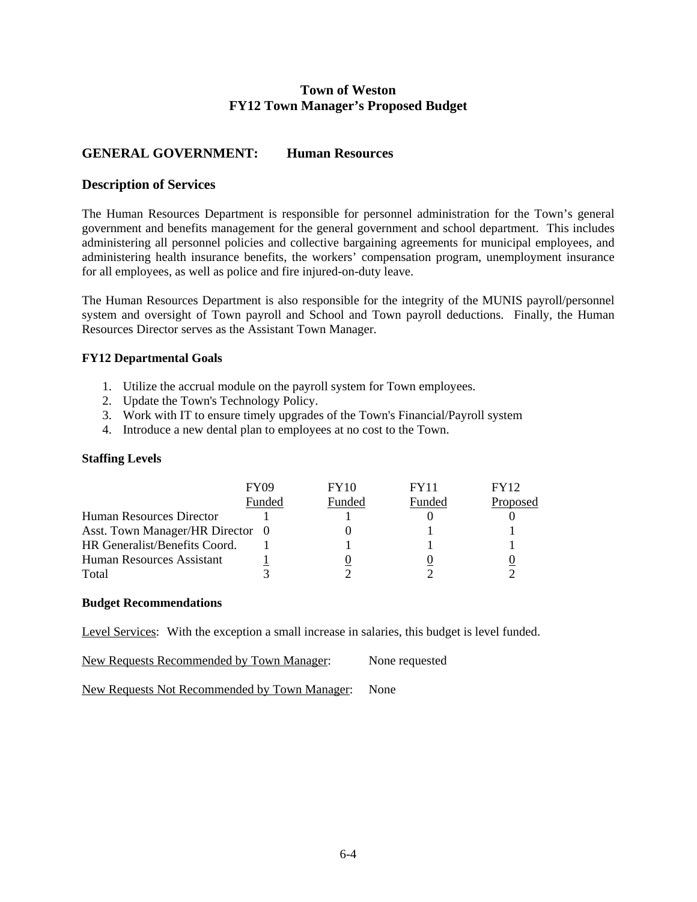**Town of Weston**
**FY12 Town Manager's Proposed Budget**

## GENERAL GOVERNMENT: Human Resources

### Description of Services

The Human Resources Department is responsible for personnel administration for the Town's general government and benefits management for the general government and school department. This includes administering all personnel policies and collective bargaining agreements for municipal employees, and administering health insurance benefits, the workers' compensation program, unemployment insurance for all employees, as well as police and fire injured-on-duty leave.

The Human Resources Department is also responsible for the integrity of the MUNIS payroll/personnel system and oversight of Town payroll and School and Town payroll deductions. Finally, the Human Resources Director serves as the Assistant Town Manager.

#### FY12 Departmental Goals

1. Utilize the accrual module on the payroll system for Town employees.
2. Update the Town's Technology Policy.
3. Work with IT to ensure timely upgrades of the Town's Financial/Payroll system
4. Introduce a new dental plan to employees at no cost to the Town.

#### Staffing Levels

| | FY09 Funded | FY10 Funded | FY11 Funded | FY12 Proposed |
|---|---|---|---|---|
| Human Resources Director | 1 | 1 | 0 | 0 |
| Asst. Town Manager/HR Director | 0 | 0 | 1 | 1 |
| HR Generalist/Benefits Coord. | 1 | 1 | 1 | 1 |
| Human Resources Assistant | 1 | 0 | 0 | 0 |
| Total | 3 | 2 | 2 | 2 |

#### Budget Recommendations

Level Services: With the exception a small increase in salaries, this budget is level funded.

New Requests Recommended by Town Manager: None requested

New Requests Not Recommended by Town Manager: None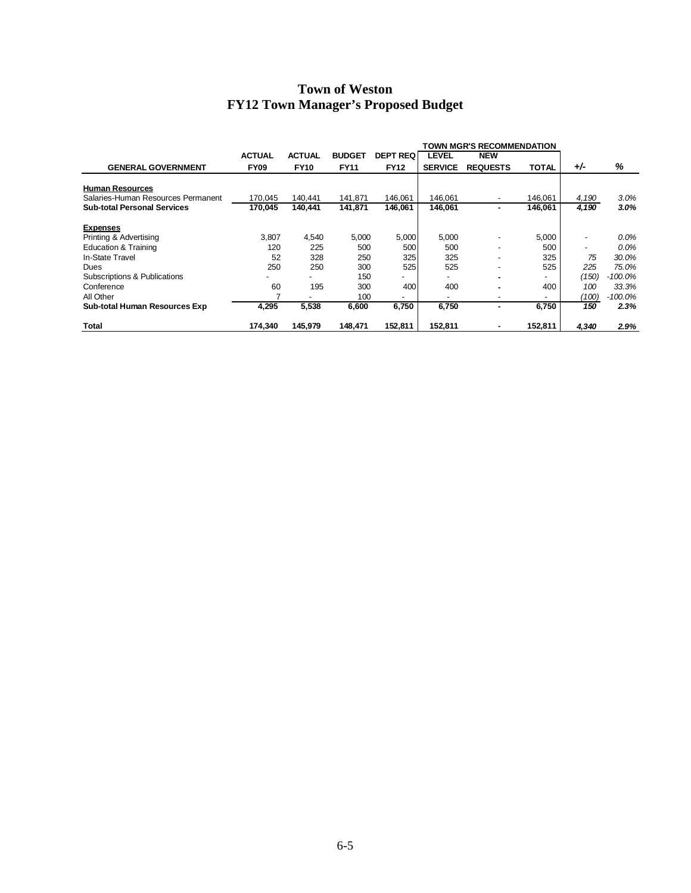# Town of Weston
## FY12 Town Manager's Proposed Budget

| | | | | | TOWN MGR'S RECOMMENDATION | | | | |
|---|---|---|---|---|---|---|---|---|---|
| **GENERAL GOVERNMENT** | **ACTUAL FY09** | **ACTUAL FY10** | **BUDGET FY11** | **DEPT REQ FY12** | **LEVEL SERVICE** | **NEW REQUESTS** | **TOTAL** | ***+/-*** | ***%*** |
| **Human Resources** | | | | | | | | | |
| Salaries-Human Resources Permanent | 170,045 | 140,441 | 141,871 | 146,061 | 146,061 | - | 146,061 | *4,190* | *3.0%* |
| **Sub-total Personal Services** | **170,045** | **140,441** | **141,871** | **146,061** | **146,061** | **-** | **146,061** | ***4,190*** | ***3.0%*** |
| **Expenses** | | | | | | | | | |
| Printing & Advertising | 3,807 | 4,540 | 5,000 | 5,000 | 5,000 | - | 5,000 | - | *0.0%* |
| Education & Training | 120 | 225 | 500 | 500 | 500 | - | 500 | - | *0.0%* |
| In-State Travel | 52 | 328 | 250 | 325 | 325 | - | 325 | *75* | *30.0%* |
| Dues | 250 | 250 | 300 | 525 | 525 | - | 525 | *225* | *75.0%* |
| Subscriptions & Publications | - | - | 150 | - | - | - | - | *(150)* | *-100.0%* |
| Conference | 60 | 195 | 300 | 400 | 400 | - | 400 | *100* | *33.3%* |
| All Other | 7 | - | 100 | - | - | - | - | *(100)* | *-100.0%* |
| **Sub-total Human Resources Exp** | **4,295** | **5,538** | **6,600** | **6,750** | **6,750** | **-** | **6,750** | ***150*** | ***2.3%*** |
| **Total** | **174,340** | **145,979** | **148,471** | **152,811** | **152,811** | **-** | **152,811** | ***4,340*** | ***2.9%*** |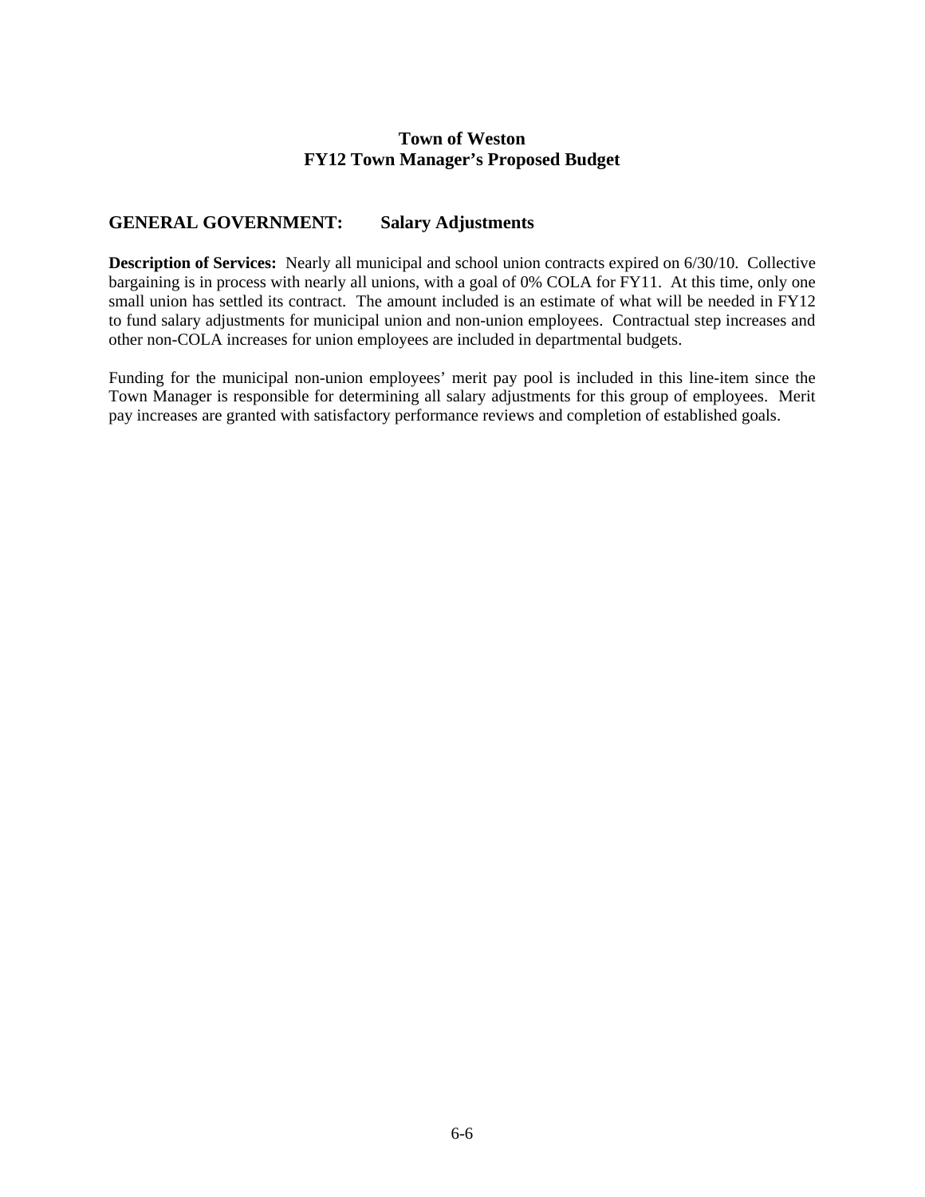# Town of Weston
## FY12 Town Manager's Proposed Budget

### GENERAL GOVERNMENT: Salary Adjustments

**Description of Services:** Nearly all municipal and school union contracts expired on 6/30/10. Collective bargaining is in process with nearly all unions, with a goal of 0% COLA for FY11. At this time, only one small union has settled its contract. The amount included is an estimate of what will be needed in FY12 to fund salary adjustments for municipal union and non-union employees. Contractual step increases and other non-COLA increases for union employees are included in departmental budgets.

Funding for the municipal non-union employees' merit pay pool is included in this line-item since the Town Manager is responsible for determining all salary adjustments for this group of employees. Merit pay increases are granted with satisfactory performance reviews and completion of established goals.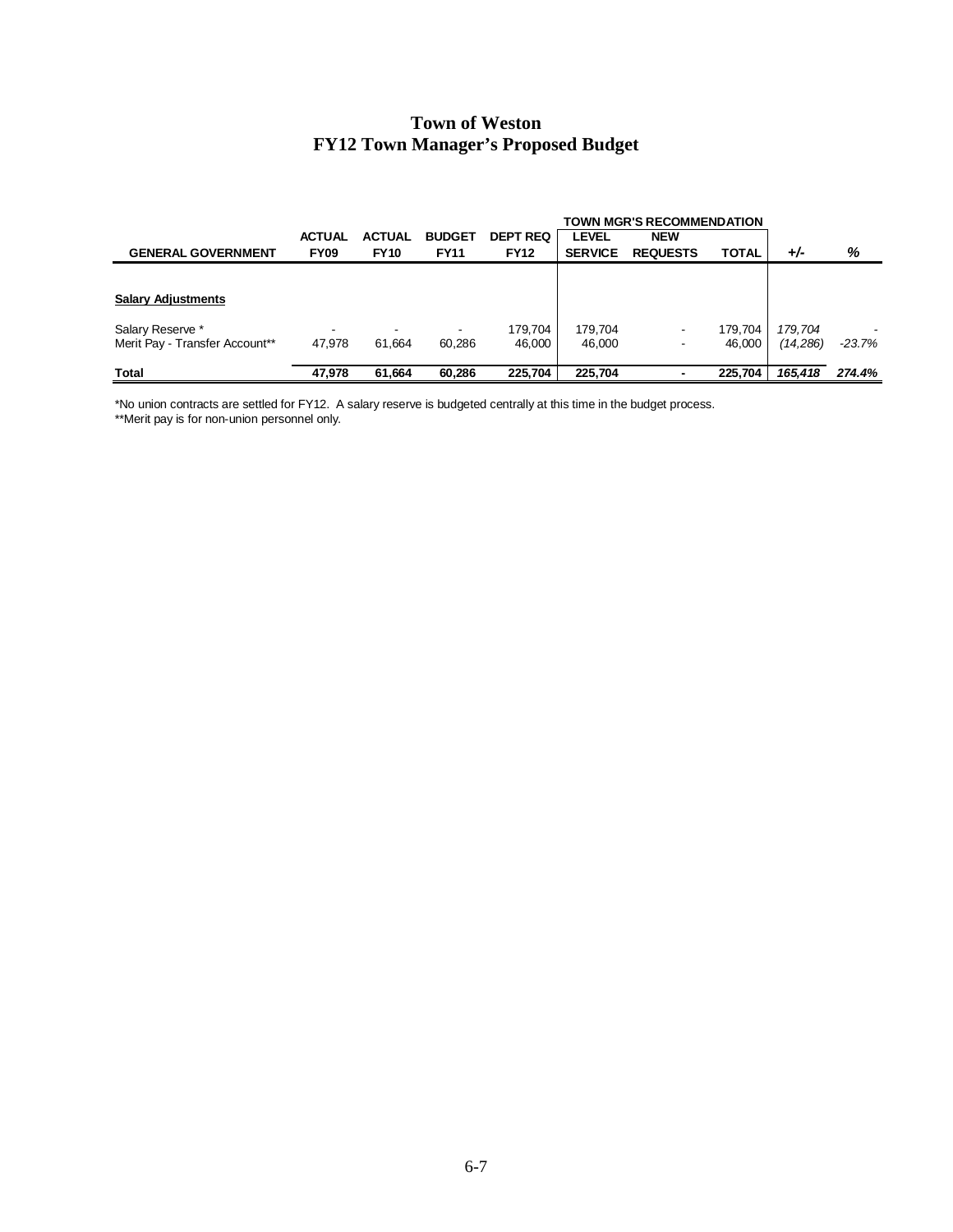# Town of Weston
## FY12 Town Manager's Proposed Budget

| GENERAL GOVERNMENT | ACTUAL FY09 | ACTUAL FY10 | BUDGET FY11 | DEPT REQ FY12 | TOWN MGR'S RECOMMENDATION LEVEL SERVICE | NEW REQUESTS | TOTAL | +/- | % |
|---|---|---|---|---|---|---|---|---|---|
| **Salary Adjustments** | | | | | | | | | |
| Salary Reserve * | - | - | - | 179,704 | 179,704 | - | 179,704 | *179,704* | - |
| Merit Pay - Transfer Account** | 47,978 | 61,664 | 60,286 | 46,000 | 46,000 | - | 46,000 | *(14,286)* | *-23.7%* |
| **Total** | **47,978** | **61,664** | **60,286** | **225,704** | **225,704** | **-** | **225,704** | ***165,418*** | ***274.4%*** |

*No union contracts are settled for FY12. A salary reserve is budgeted centrally at this time in the budget process.

**Merit pay is for non-union personnel only.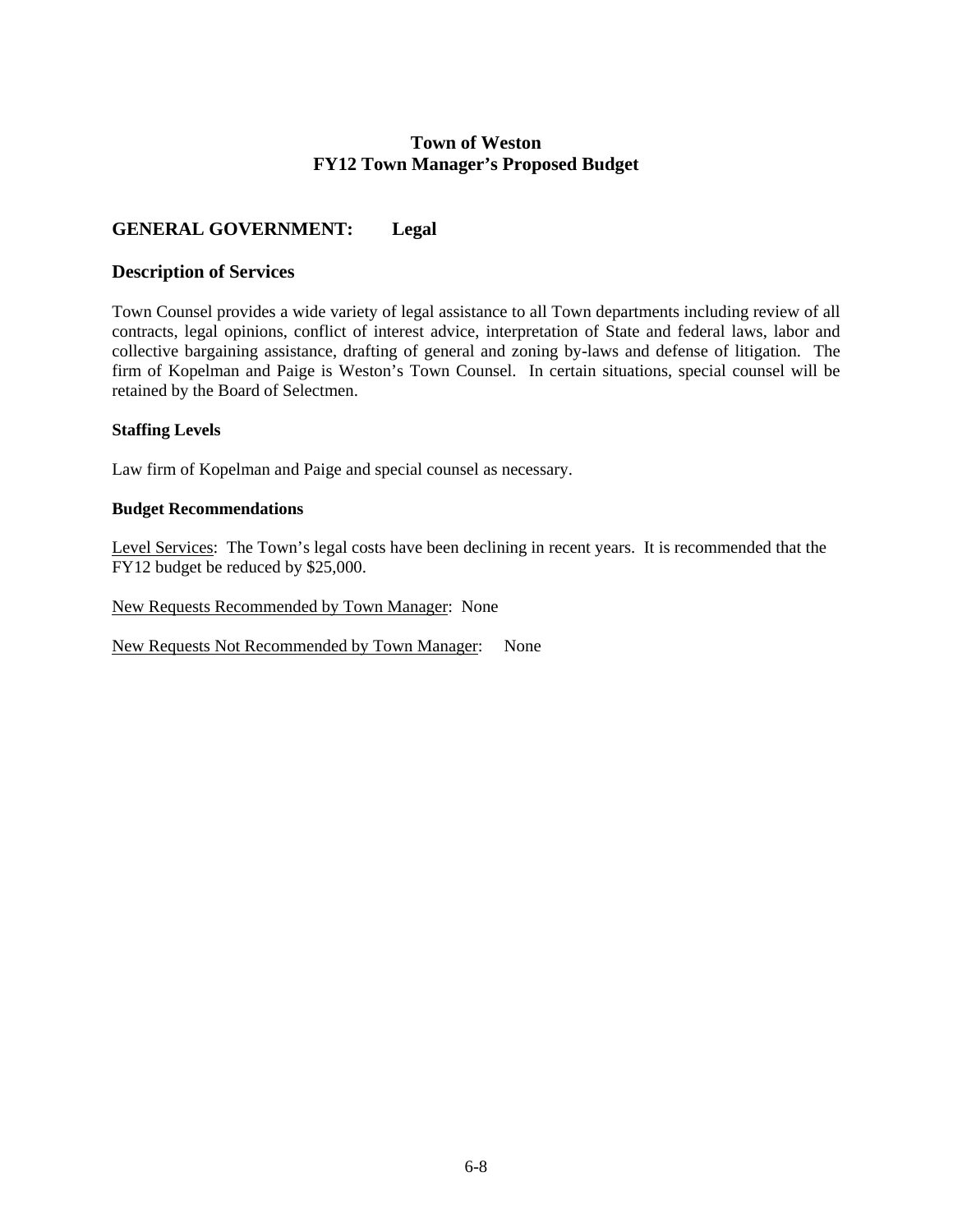# Town of Weston
# FY12 Town Manager's Proposed Budget

## GENERAL GOVERNMENT: Legal

## Description of Services

Town Counsel provides a wide variety of legal assistance to all Town departments including review of all contracts, legal opinions, conflict of interest advice, interpretation of State and federal laws, labor and collective bargaining assistance, drafting of general and zoning by-laws and defense of litigation. The firm of Kopelman and Paige is Weston's Town Counsel. In certain situations, special counsel will be retained by the Board of Selectmen.

### Staffing Levels

Law firm of Kopelman and Paige and special counsel as necessary.

### Budget Recommendations

Level Services: The Town's legal costs have been declining in recent years. It is recommended that the FY12 budget be reduced by $25,000.

New Requests Recommended by Town Manager: None

New Requests Not Recommended by Town Manager: None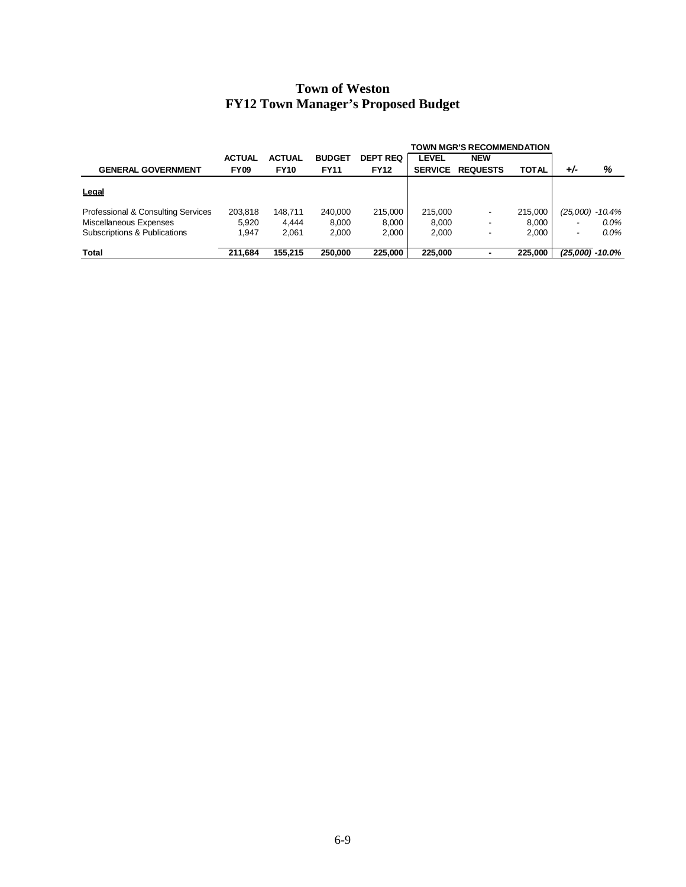# Town of Weston
## FY12 Town Manager's Proposed Budget

| GENERAL GOVERNMENT | ACTUAL FY09 | ACTUAL FY10 | BUDGET FY11 | DEPT REQ FY12 | TOWN MGR'S RECOMMENDATION LEVEL SERVICE | NEW REQUESTS | TOTAL | +/- | % |
|---|---|---|---|---|---|---|---|---|---|
| **Legal** | | | | | | | | | |
| Professional & Consulting Services | 203,818 | 148,711 | 240,000 | 215,000 | 215,000 | - | 215,000 | *(25,000)* | *-10.4%* |
| Miscellaneous Expenses | 5,920 | 4,444 | 8,000 | 8,000 | 8,000 | - | 8,000 | - | *0.0%* |
| Subscriptions & Publications | 1,947 | 2,061 | 2,000 | 2,000 | 2,000 | - | 2,000 | - | *0.0%* |
| **Total** | **211,684** | **155,215** | **250,000** | **225,000** | **225,000** | **-** | **225,000** | ***(25,000)*** | ***-10.0%*** |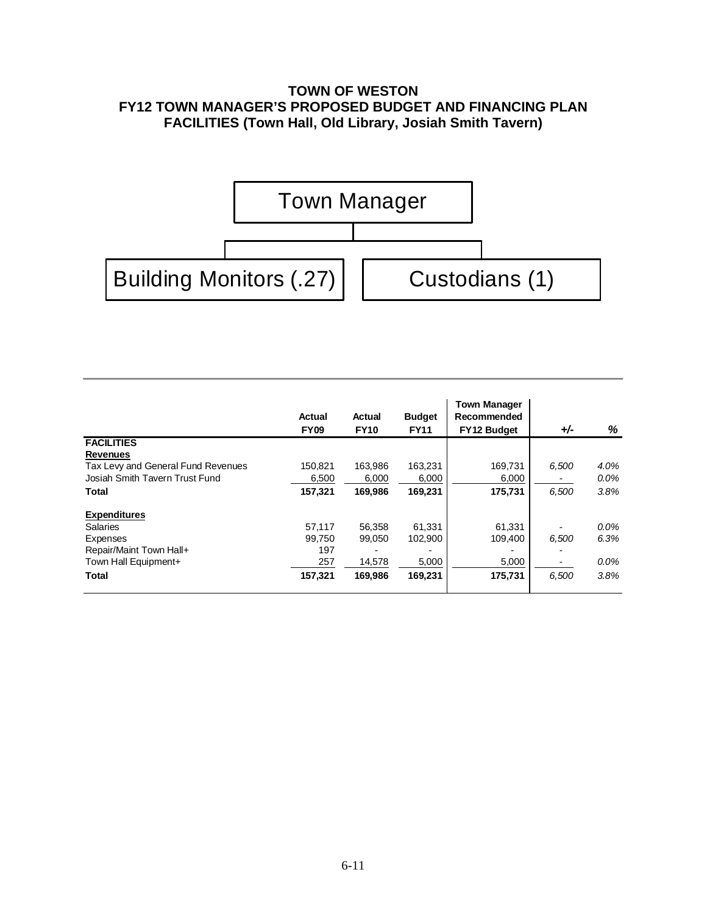**TOWN OF WESTON**
**FY12 TOWN MANAGER'S PROPOSED BUDGET AND FINANCING PLAN**
**FACILITIES (Town Hall, Old Library, Josiah Smith Tavern)**

Town Manager

Building Monitors (.27)

Custodians (1)

| | Actual FY09 | Actual FY10 | Budget FY11 | Town Manager Recommended FY12 Budget | +/- | % |
|---|---|---|---|---|---|---|
| **FACILITIES** | | | | | | |
| **Revenues** | | | | | | |
| Tax Levy and General Fund Revenues | 150,821 | 163,986 | 163,231 | 169,731 | *6,500* | *4.0%* |
| Josiah Smith Tavern Trust Fund | 6,500 | 6,000 | 6,000 | 6,000 | - | *0.0%* |
| **Total** | **157,321** | **169,986** | **169,231** | **175,731** | *6,500* | *3.8%* |
| **Expenditures** | | | | | | |
| Salaries | 57,117 | 56,358 | 61,331 | 61,331 | - | *0.0%* |
| Expenses | 99,750 | 99,050 | 102,900 | 109,400 | *6,500* | *6.3%* |
| Repair/Maint Town Hall+ | 197 | - | - | - | - | |
| Town Hall Equipment+ | 257 | 14,578 | 5,000 | 5,000 | - | *0.0%* |
| **Total** | **157,321** | **169,986** | **169,231** | **175,731** | *6,500* | *3.8%* |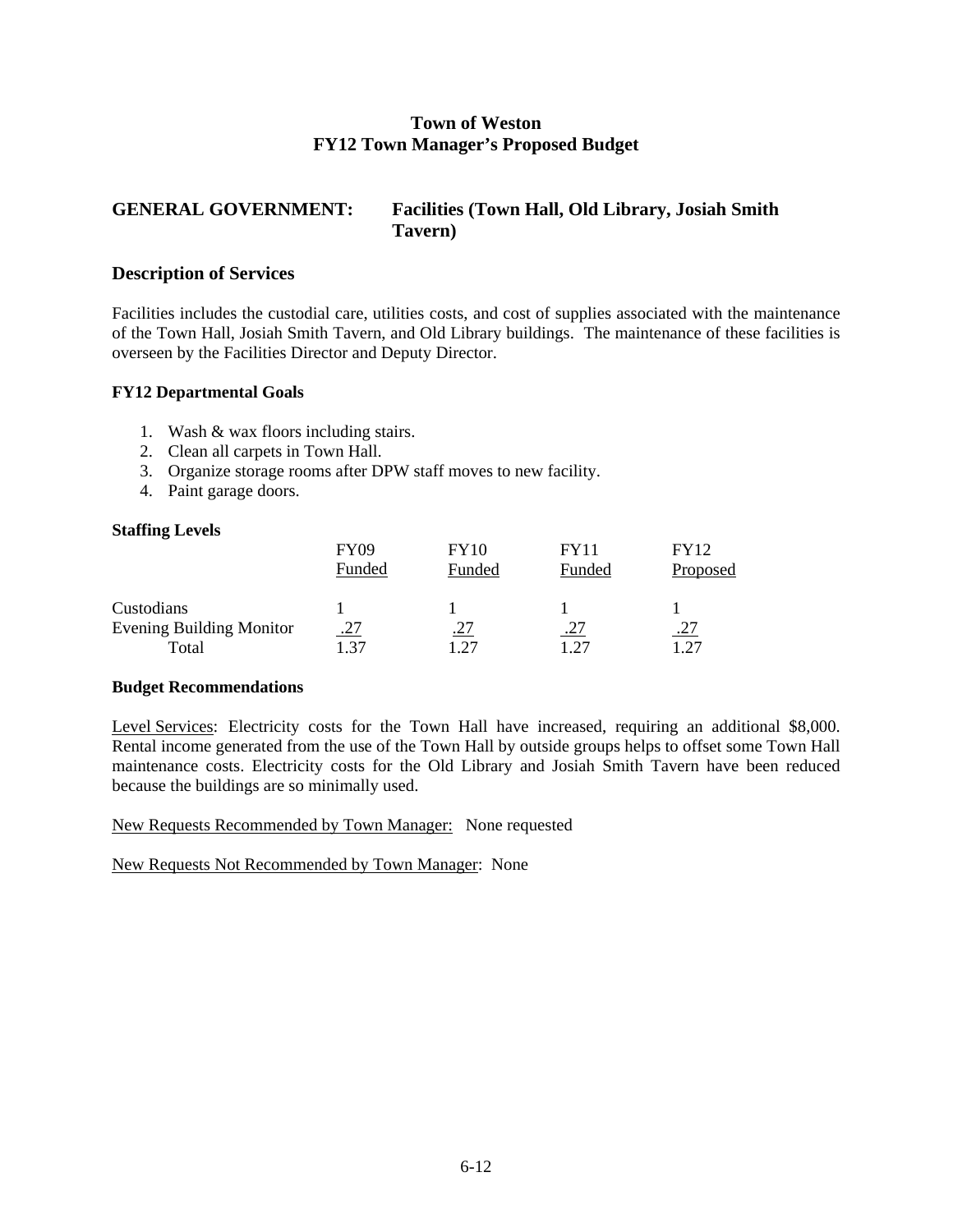**Town of Weston**
**FY12 Town Manager's Proposed Budget**

## GENERAL GOVERNMENT: Facilities (Town Hall, Old Library, Josiah Smith Tavern)

## Description of Services

Facilities includes the custodial care, utilities costs, and cost of supplies associated with the maintenance of the Town Hall, Josiah Smith Tavern, and Old Library buildings. The maintenance of these facilities is overseen by the Facilities Director and Deputy Director.

### FY12 Departmental Goals

1. Wash & wax floors including stairs.
2. Clean all carpets in Town Hall.
3. Organize storage rooms after DPW staff moves to new facility.
4. Paint garage doors.

### Staffing Levels

| | FY09 Funded | FY10 Funded | FY11 Funded | FY12 Proposed |
|---|---|---|---|---|
| Custodians | 1 | 1 | 1 | 1 |
| Evening Building Monitor | .27 | .27 | .27 | .27 |
| Total | 1.37 | 1.27 | 1.27 | 1.27 |

### Budget Recommendations

Level Services: Electricity costs for the Town Hall have increased, requiring an additional $8,000. Rental income generated from the use of the Town Hall by outside groups helps to offset some Town Hall maintenance costs. Electricity costs for the Old Library and Josiah Smith Tavern have been reduced because the buildings are so minimally used.

New Requests Recommended by Town Manager: None requested

New Requests Not Recommended by Town Manager: None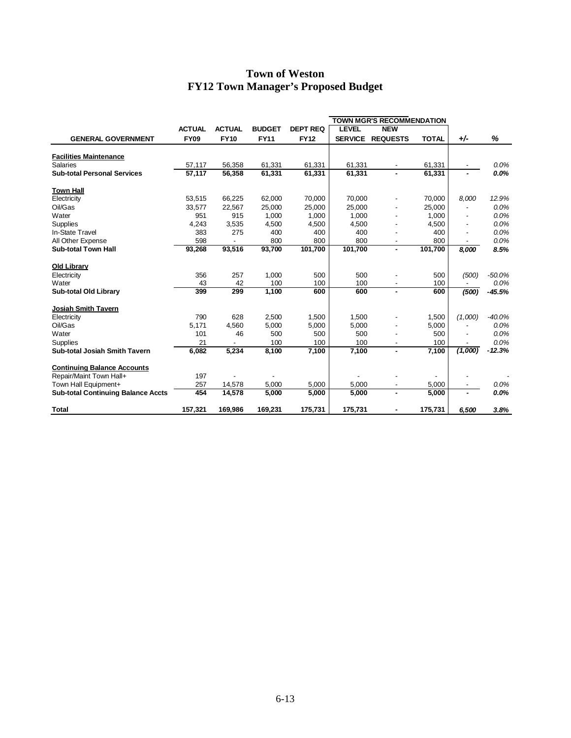# Town of Weston
## FY12 Town Manager's Proposed Budget

| GENERAL GOVERNMENT | ACTUAL FY09 | ACTUAL FY10 | BUDGET FY11 | DEPT REQ FY12 | TOWN MGR'S RECOMMENDATION LEVEL SERVICE | NEW REQUESTS | TOTAL | +/- | % |
|---|---|---|---|---|---|---|---|---|---|
| **Facilities Maintenance** | | | | | | | | | |
| Salaries | 57,117 | 56,358 | 61,331 | 61,331 | 61,331 | - | 61,331 | - | *0.0%* |
| **Sub-total Personal Services** | **57,117** | **56,358** | **61,331** | **61,331** | **61,331** | **-** | **61,331** | **-** | ***0.0%*** |
| **Town Hall** | | | | | | | | | |
| Electricity | 53,515 | 66,225 | 62,000 | 70,000 | 70,000 | - | 70,000 | *8,000* | *12.9%* |
| Oil/Gas | 33,577 | 22,567 | 25,000 | 25,000 | 25,000 | - | 25,000 | - | *0.0%* |
| Water | 951 | 915 | 1,000 | 1,000 | 1,000 | - | 1,000 | - | *0.0%* |
| Supplies | 4,243 | 3,535 | 4,500 | 4,500 | 4,500 | - | 4,500 | - | *0.0%* |
| In-State Travel | 383 | 275 | 400 | 400 | 400 | - | 400 | - | *0.0%* |
| All Other Expense | 598 | - | 800 | 800 | 800 | - | 800 | - | *0.0%* |
| **Sub-total Town Hall** | **93,268** | **93,516** | **93,700** | **101,700** | **101,700** | **-** | **101,700** | ***8,000*** | ***8.5%*** |
| **Old Library** | | | | | | | | | |
| Electricity | 356 | 257 | 1,000 | 500 | 500 | - | 500 | *(500)* | *-50.0%* |
| Water | 43 | 42 | 100 | 100 | 100 | - | 100 | - | *0.0%* |
| **Sub-total Old Library** | **399** | **299** | **1,100** | **600** | **600** | **-** | **600** | ***(500)*** | ***-45.5%*** |
| **Josiah Smith Tavern** | | | | | | | | | |
| Electricity | 790 | 628 | 2,500 | 1,500 | 1,500 | - | 1,500 | *(1,000)* | *-40.0%* |
| Oil/Gas | 5,171 | 4,560 | 5,000 | 5,000 | 5,000 | - | 5,000 | - | *0.0%* |
| Water | 101 | 46 | 500 | 500 | 500 | - | 500 | - | *0.0%* |
| Supplies | 21 | - | 100 | 100 | 100 | - | 100 | - | *0.0%* |
| **Sub-total Josiah Smith Tavern** | **6,082** | **5,234** | **8,100** | **7,100** | **7,100** | **-** | **7,100** | ***(1,000)*** | ***-12.3%*** |
| **Continuing Balance Accounts** | | | | | | | | | |
| Repair/Maint Town Hall+ | 197 | - | - | | - | - | - | - | - |
| Town Hall Equipment+ | 257 | 14,578 | 5,000 | 5,000 | 5,000 | - | 5,000 | - | *0.0%* |
| **Sub-total Continuing Balance Accts** | **454** | **14,578** | **5,000** | **5,000** | **5,000** | **-** | **5,000** | **-** | ***0.0%*** |
| **Total** | **157,321** | **169,986** | **169,231** | **175,731** | **175,731** | **-** | **175,731** | ***6,500*** | ***3.8%*** |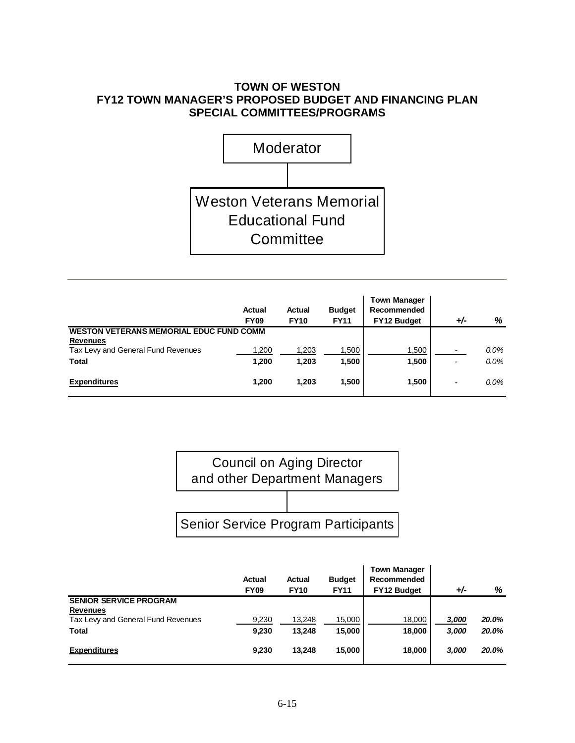# TOWN OF WESTON
## FY12 TOWN MANAGER'S PROPOSED BUDGET AND FINANCING PLAN
## SPECIAL COMMITTEES/PROGRAMS

Moderator

Weston Veterans Memorial Educational Fund Committee

| | Actual FY09 | Actual FY10 | Budget FY11 | Town Manager Recommended FY12 Budget | +/- | % |
|---|---|---|---|---|---|---|
| **WESTON VETERANS MEMORIAL EDUC FUND COMM** | | | | | | |
| **Revenues** | | | | | | |
| Tax Levy and General Fund Revenues | 1,200 | 1,203 | 1,500 | 1,500 | - | 0.0% |
| **Total** | **1,200** | **1,203** | **1,500** | **1,500** | - | 0.0% |
| **Expenditures** | **1,200** | **1,203** | **1,500** | **1,500** | - | 0.0% |

Council on Aging Director and other Department Managers

Senior Service Program Participants

| | Actual FY09 | Actual FY10 | Budget FY11 | Town Manager Recommended FY12 Budget | +/- | % |
|---|---|---|---|---|---|---|
| **SENIOR SERVICE PROGRAM** | | | | | | |
| **Revenues** | | | | | | |
| Tax Levy and General Fund Revenues | 9,230 | 13,248 | 15,000 | 18,000 | ***3,000*** | ***20.0%*** |
| **Total** | **9,230** | **13,248** | **15,000** | **18,000** | ***3,000*** | ***20.0%*** |
| **Expenditures** | **9,230** | **13,248** | **15,000** | **18,000** | ***3,000*** | ***20.0%*** |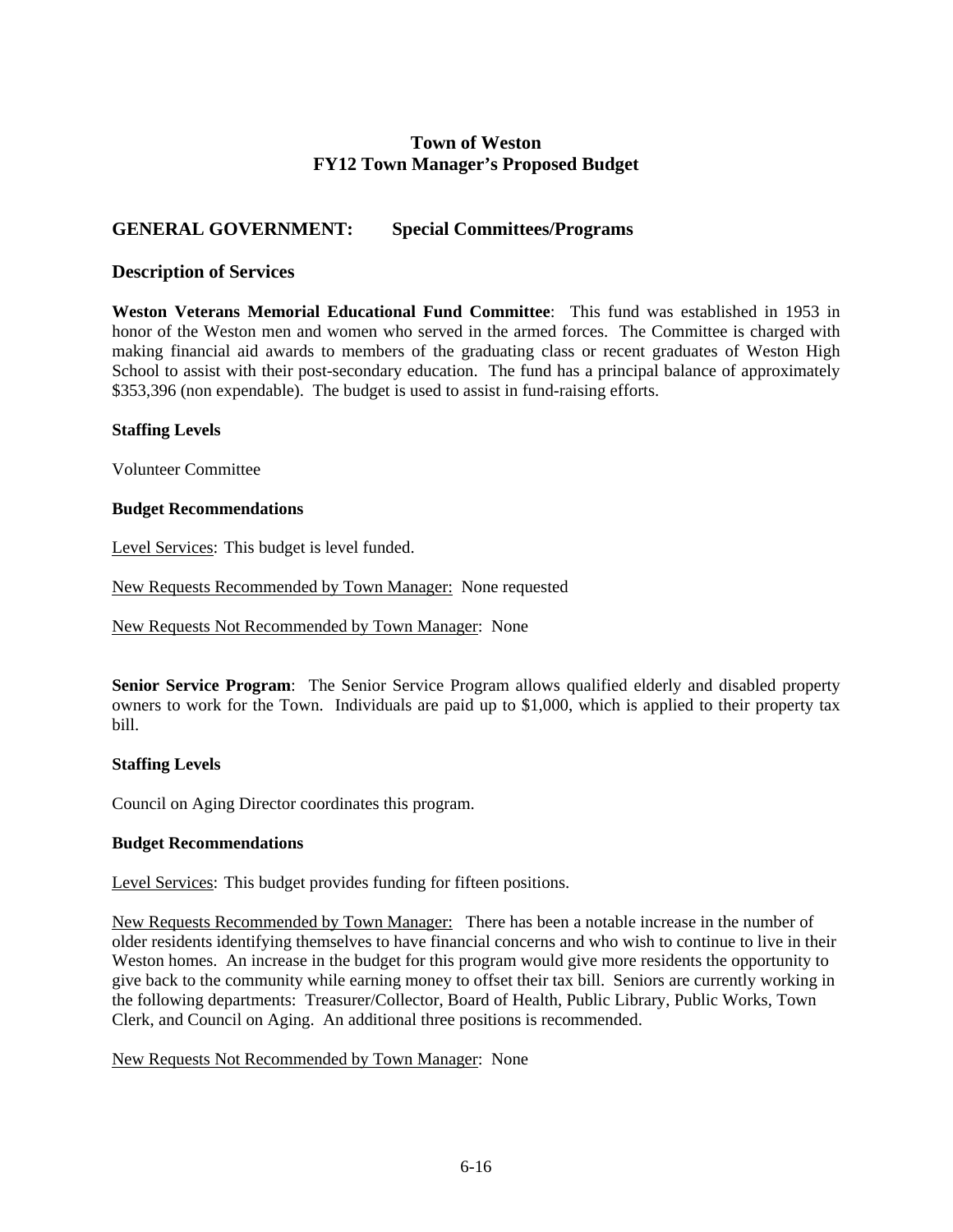# Town of Weston
# FY12 Town Manager's Proposed Budget

## GENERAL GOVERNMENT: Special Committees/Programs

### Description of Services

**Weston Veterans Memorial Educational Fund Committee**: This fund was established in 1953 in honor of the Weston men and women who served in the armed forces. The Committee is charged with making financial aid awards to members of the graduating class or recent graduates of Weston High School to assist with their post-secondary education. The fund has a principal balance of approximately $353,396 (non expendable). The budget is used to assist in fund-raising efforts.

**Staffing Levels**

Volunteer Committee

**Budget Recommendations**

Level Services: This budget is level funded.

New Requests Recommended by Town Manager: None requested

New Requests Not Recommended by Town Manager: None

**Senior Service Program**: The Senior Service Program allows qualified elderly and disabled property owners to work for the Town. Individuals are paid up to $1,000, which is applied to their property tax bill.

**Staffing Levels**

Council on Aging Director coordinates this program.

**Budget Recommendations**

Level Services: This budget provides funding for fifteen positions.

New Requests Recommended by Town Manager: There has been a notable increase in the number of older residents identifying themselves to have financial concerns and who wish to continue to live in their Weston homes. An increase in the budget for this program would give more residents the opportunity to give back to the community while earning money to offset their tax bill. Seniors are currently working in the following departments: Treasurer/Collector, Board of Health, Public Library, Public Works, Town Clerk, and Council on Aging. An additional three positions is recommended.

New Requests Not Recommended by Town Manager: None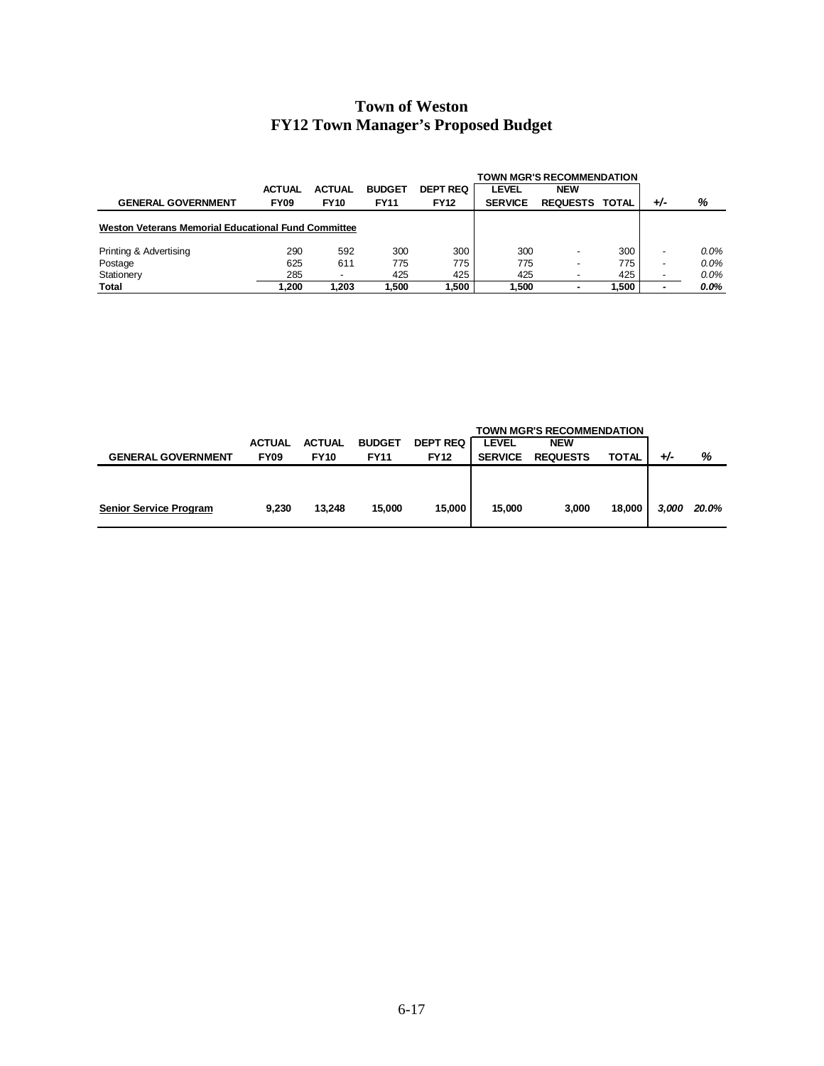# Town of Weston
# FY12 Town Manager's Proposed Budget

| | | | | | TOWN MGR'S RECOMMENDATION | | | | |
|---|---|---|---|---|---|---|---|---|---|
| **GENERAL GOVERNMENT** | **ACTUAL FY09** | **ACTUAL FY10** | **BUDGET FY11** | **DEPT REQ FY12** | **LEVEL SERVICE** | **NEW REQUESTS** | **TOTAL** | **+/-** | **%** |
| **Weston Veterans Memorial Educational Fund Committee** | | | | | | | | | |
| Printing & Advertising | 290 | 592 | 300 | 300 | 300 | - | 300 | - | *0.0%* |
| Postage | 625 | 611 | 775 | 775 | 775 | - | 775 | - | *0.0%* |
| Stationery | 285 | - | 425 | 425 | 425 | - | 425 | - | *0.0%* |
| **Total** | **1,200** | **1,203** | **1,500** | **1,500** | **1,500** | **-** | **1,500** | **-** | ***0.0%*** |

| | | | | | TOWN MGR'S RECOMMENDATION | | | | |
|---|---|---|---|---|---|---|---|---|---|
| **GENERAL GOVERNMENT** | **ACTUAL FY09** | **ACTUAL FY10** | **BUDGET FY11** | **DEPT REQ FY12** | **LEVEL SERVICE** | **NEW REQUESTS** | **TOTAL** | **+/-** | **%** |
| **Senior Service Program** | **9,230** | **13,248** | **15,000** | **15,000** | **15,000** | **3,000** | **18,000** | ***3,000*** | ***20.0%*** |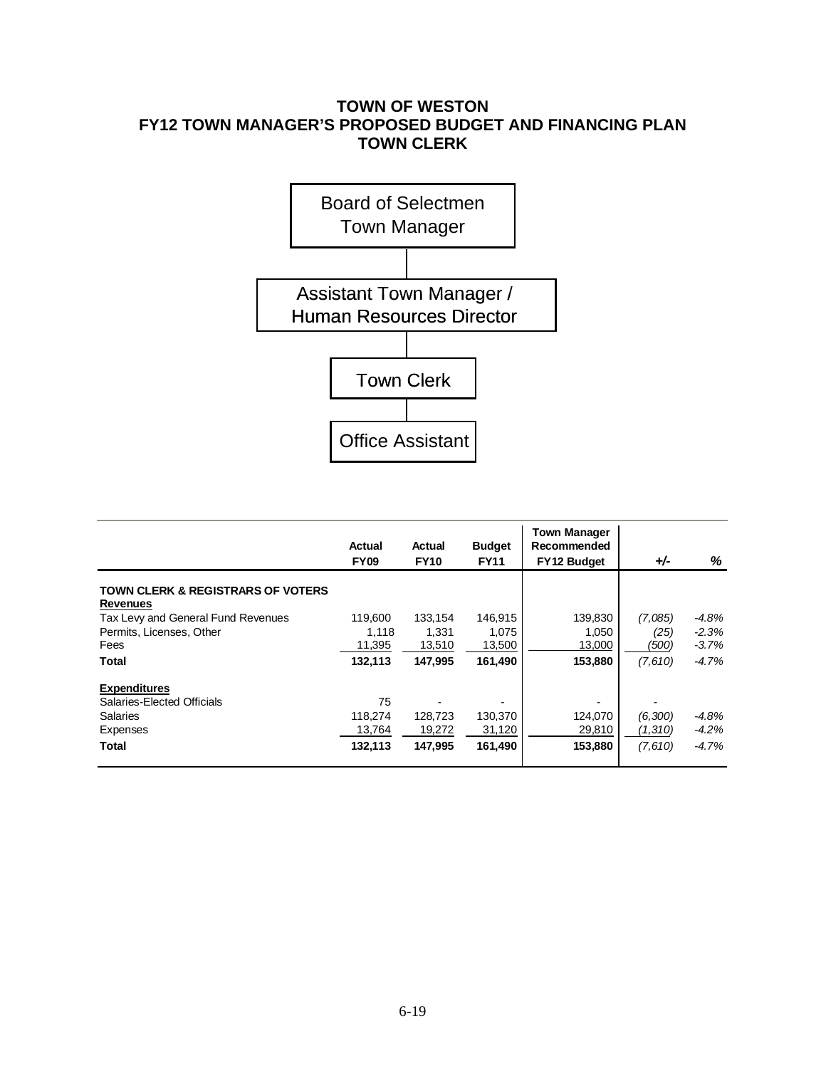# TOWN OF WESTON
# FY12 TOWN MANAGER'S PROPOSED BUDGET AND FINANCING PLAN
# TOWN CLERK

Board of Selectmen
Town Manager

Assistant Town Manager /
Human Resources Director

Town Clerk

Office Assistant

| | Actual FY09 | Actual FY10 | Budget FY11 | Town Manager Recommended FY12 Budget | +/- | % |
|---|---|---|---|---|---|---|
| **TOWN CLERK & REGISTRARS OF VOTERS** | | | | | | |
| **Revenues** | | | | | | |
| Tax Levy and General Fund Revenues | 119,600 | 133,154 | 146,915 | 139,830 | *(7,085)* | *-4.8%* |
| Permits, Licenses, Other | 1,118 | 1,331 | 1,075 | 1,050 | *(25)* | *-2.3%* |
| Fees | 11,395 | 13,510 | 13,500 | 13,000 | *(500)* | *-3.7%* |
| **Total** | **132,113** | **147,995** | **161,490** | **153,880** | *(7,610)* | *-4.7%* |
| **Expenditures** | | | | | | |
| Salaries-Elected Officials | 75 | - | - | - | - | |
| Salaries | 118,274 | 128,723 | 130,370 | 124,070 | *(6,300)* | *-4.8%* |
| Expenses | 13,764 | 19,272 | 31,120 | 29,810 | *(1,310)* | *-4.2%* |
| **Total** | **132,113** | **147,995** | **161,490** | **153,880** | *(7,610)* | *-4.7%* |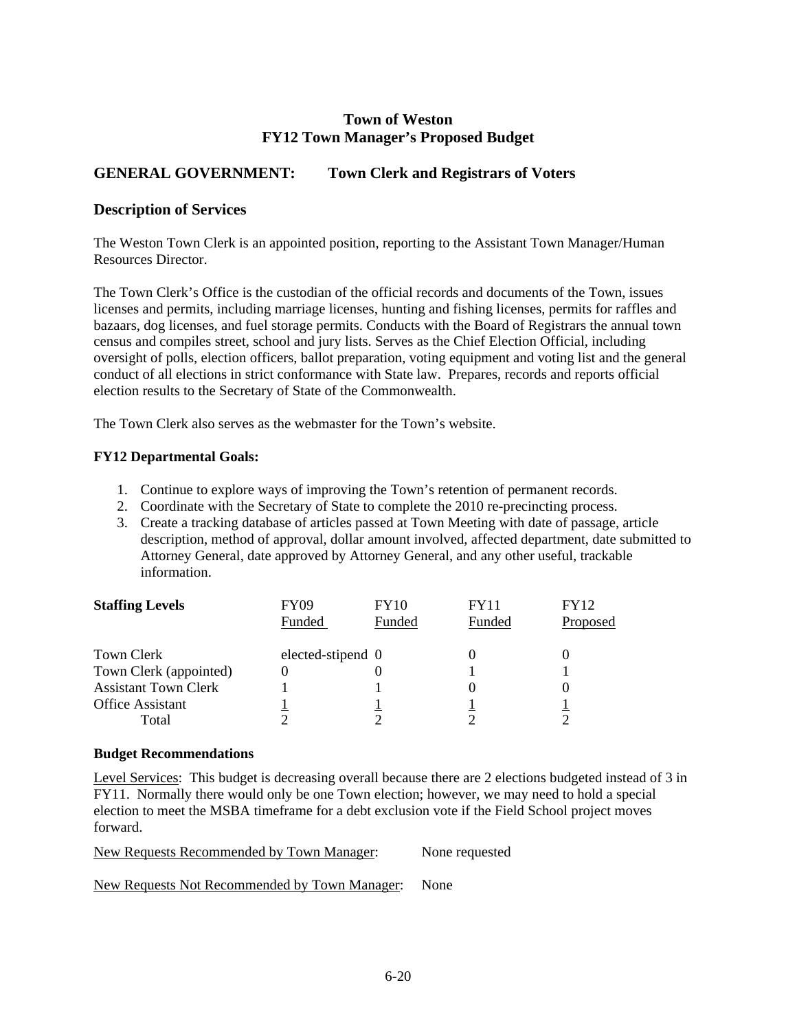# Town of Weston
# FY12 Town Manager's Proposed Budget

## GENERAL GOVERNMENT: Town Clerk and Registrars of Voters

## Description of Services

The Weston Town Clerk is an appointed position, reporting to the Assistant Town Manager/Human Resources Director.

The Town Clerk's Office is the custodian of the official records and documents of the Town, issues licenses and permits, including marriage licenses, hunting and fishing licenses, permits for raffles and bazaars, dog licenses, and fuel storage permits. Conducts with the Board of Registrars the annual town census and compiles street, school and jury lists. Serves as the Chief Election Official, including oversight of polls, election officers, ballot preparation, voting equipment and voting list and the general conduct of all elections in strict conformance with State law. Prepares, records and reports official election results to the Secretary of State of the Commonwealth.

The Town Clerk also serves as the webmaster for the Town's website.

**FY12 Departmental Goals:**

1. Continue to explore ways of improving the Town's retention of permanent records.
2. Coordinate with the Secretary of State to complete the 2010 re-precincting process.
3. Create a tracking database of articles passed at Town Meeting with date of passage, article description, method of approval, dollar amount involved, affected department, date submitted to Attorney General, date approved by Attorney General, and any other useful, trackable information.

| Staffing Levels | FY09 Funded | FY10 Funded | FY11 Funded | FY12 Proposed |
|---|---|---|---|---|
| Town Clerk | elected-stipend | 0 | 0 | 0 |
| Town Clerk (appointed) | 0 | 0 | 1 | 1 |
| Assistant Town Clerk | 1 | 1 | 0 | 0 |
| Office Assistant | 1 | 1 | 1 | 1 |
| Total | 2 | 2 | 2 | 2 |

**Budget Recommendations**

Level Services: This budget is decreasing overall because there are 2 elections budgeted instead of 3 in FY11. Normally there would only be one Town election; however, we may need to hold a special election to meet the MSBA timeframe for a debt exclusion vote if the Field School project moves forward.

New Requests Recommended by Town Manager: None requested

New Requests Not Recommended by Town Manager: None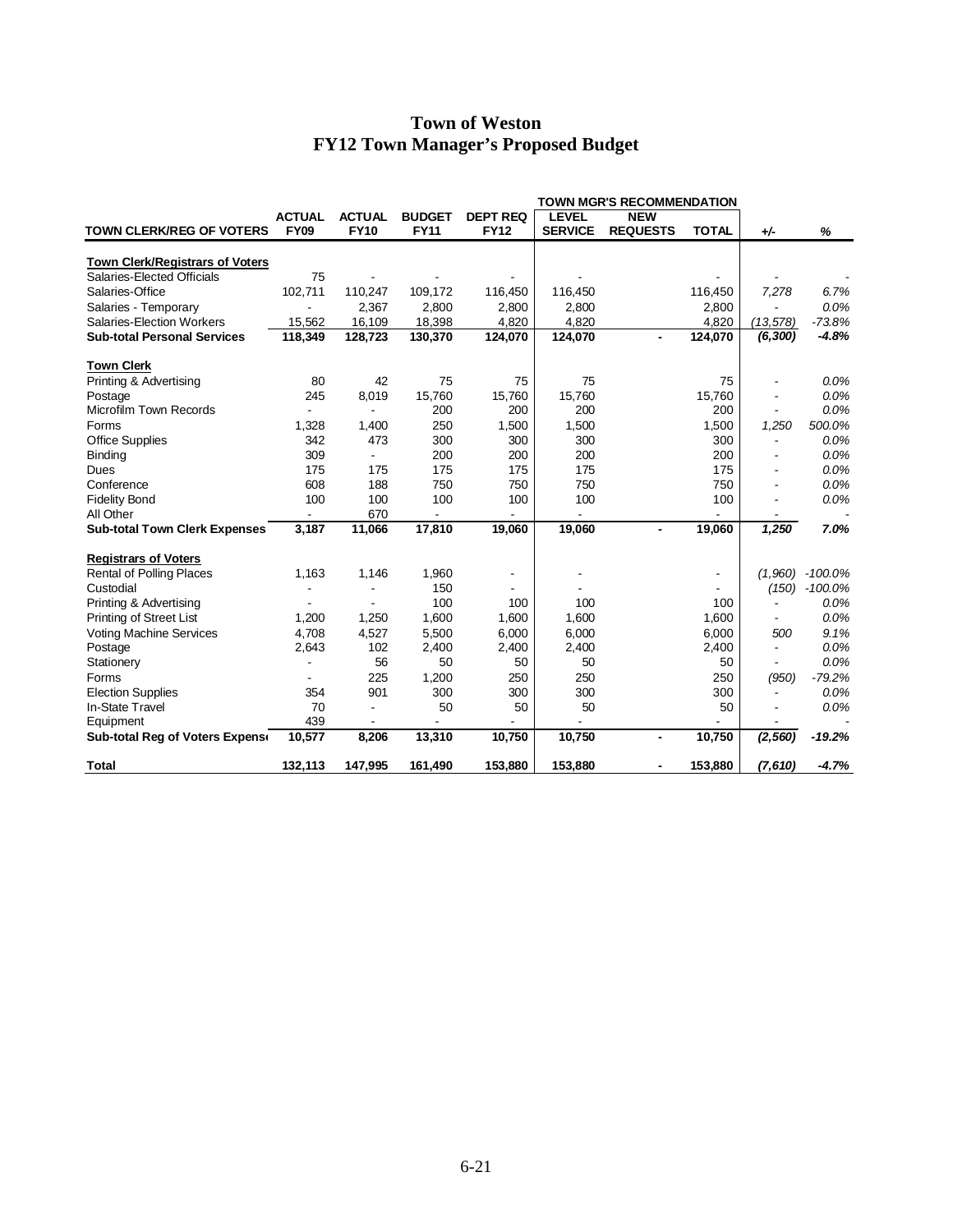# Town of Weston
## FY12 Town Manager's Proposed Budget

| | | | | | TOWN MGR'S RECOMMENDATION | | | | |
|---|---|---|---|---|---|---|---|---|---|
| **TOWN CLERK/REG OF VOTERS** | **ACTUAL FY09** | **ACTUAL FY10** | **BUDGET FY11** | **DEPT REQ FY12** | **LEVEL SERVICE** | **NEW REQUESTS** | **TOTAL** | **+/-** | **%** |
| **Town Clerk/Registrars of Voters** | | | | | | | | | |
| Salaries-Elected Officials | 75 | - | - | - | - | | - | - | - |
| Salaries-Office | 102,711 | 110,247 | 109,172 | 116,450 | 116,450 | | 116,450 | *7,278* | *6.7%* |
| Salaries - Temporary | - | 2,367 | 2,800 | 2,800 | 2,800 | | 2,800 | - | *0.0%* |
| Salaries-Election Workers | 15,562 | 16,109 | 18,398 | 4,820 | 4,820 | | 4,820 | *(13,578)* | *-73.8%* |
| **Sub-total Personal Services** | **118,349** | **128,723** | **130,370** | **124,070** | **124,070** | **-** | **124,070** | ***(6,300)*** | ***-4.8%*** |
| **Town Clerk** | | | | | | | | | |
| Printing & Advertising | 80 | 42 | 75 | 75 | 75 | | 75 | - | *0.0%* |
| Postage | 245 | 8,019 | 15,760 | 15,760 | 15,760 | | 15,760 | - | *0.0%* |
| Microfilm Town Records | - | - | 200 | 200 | 200 | | 200 | - | *0.0%* |
| Forms | 1,328 | 1,400 | 250 | 1,500 | 1,500 | | 1,500 | *1,250* | *500.0%* |
| Office Supplies | 342 | 473 | 300 | 300 | 300 | | 300 | - | *0.0%* |
| Binding | 309 | - | 200 | 200 | 200 | | 200 | - | *0.0%* |
| Dues | 175 | 175 | 175 | 175 | 175 | | 175 | - | *0.0%* |
| Conference | 608 | 188 | 750 | 750 | 750 | | 750 | - | *0.0%* |
| Fidelity Bond | 100 | 100 | 100 | 100 | 100 | | 100 | - | *0.0%* |
| All Other | - | 670 | - | - | - | | - | - | - |
| **Sub-total Town Clerk Expenses** | **3,187** | **11,066** | **17,810** | **19,060** | **19,060** | **-** | **19,060** | ***1,250*** | ***7.0%*** |
| **Registrars of Voters** | | | | | | | | | |
| Rental of Polling Places | 1,163 | 1,146 | 1,960 | - | - | | - | *(1,960)* | *-100.0%* |
| Custodial | - | - | 150 | - | - | | - | *(150)* | *-100.0%* |
| Printing & Advertising | - | - | 100 | 100 | 100 | | 100 | - | *0.0%* |
| Printing of Street List | 1,200 | 1,250 | 1,600 | 1,600 | 1,600 | | 1,600 | - | *0.0%* |
| Voting Machine Services | 4,708 | 4,527 | 5,500 | 6,000 | 6,000 | | 6,000 | *500* | *9.1%* |
| Postage | 2,643 | 102 | 2,400 | 2,400 | 2,400 | | 2,400 | - | *0.0%* |
| Stationery | - | 56 | 50 | 50 | 50 | | 50 | - | *0.0%* |
| Forms | - | 225 | 1,200 | 250 | 250 | | 250 | *(950)* | *-79.2%* |
| Election Supplies | 354 | 901 | 300 | 300 | 300 | | 300 | - | *0.0%* |
| In-State Travel | 70 | - | 50 | 50 | 50 | | 50 | - | *0.0%* |
| Equipment | 439 | - | - | - | - | | - | - | - |
| **Sub-total Reg of Voters Expense** | **10,577** | **8,206** | **13,310** | **10,750** | **10,750** | **-** | **10,750** | ***(2,560)*** | ***-19.2%*** |
| **Total** | **132,113** | **147,995** | **161,490** | **153,880** | **153,880** | **-** | **153,880** | ***(7,610)*** | ***-4.7%*** |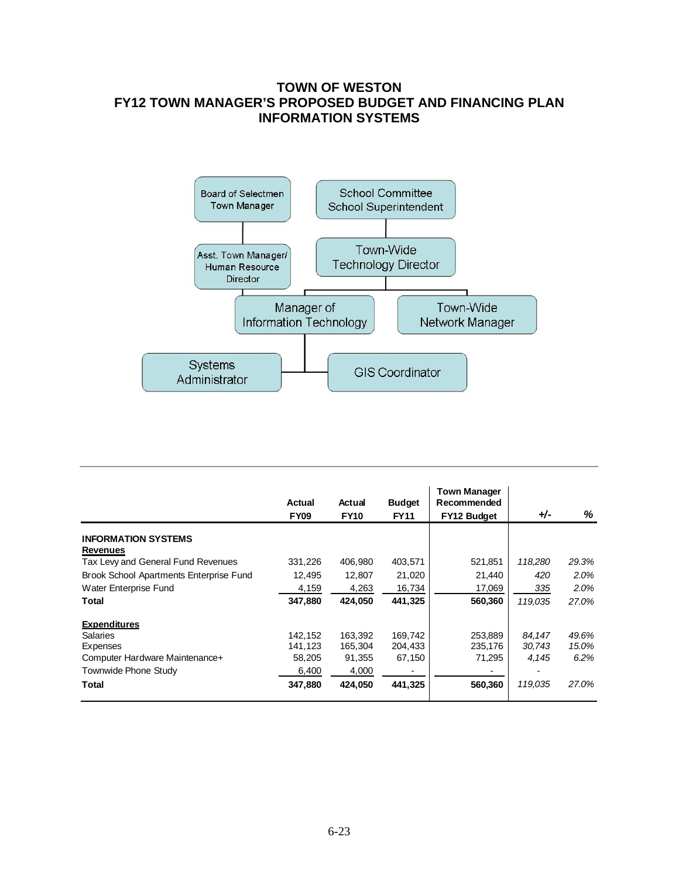# TOWN OF WESTON
# FY12 TOWN MANAGER'S PROPOSED BUDGET AND FINANCING PLAN
# INFORMATION SYSTEMS

Board of Selectmen
Town Manager

School Committee
School Superintendent

Asst. Town Manager/
Human Resource
Director

Town-Wide
Technology Director

Manager of
Information Technology

Town-Wide
Network Manager

Systems
Administrator

GIS Coordinator

| | Actual FY09 | Actual FY10 | Budget FY11 | Town Manager Recommended FY12 Budget | +/- | % |
|---|---|---|---|---|---|---|
| **INFORMATION SYSTEMS** | | | | | | |
| **Revenues** | | | | | | |
| Tax Levy and General Fund Revenues | 331,226 | 406,980 | 403,571 | 521,851 | *118,280* | *29.3%* |
| Brook School Apartments Enterprise Fund | 12,495 | 12,807 | 21,020 | 21,440 | *420* | *2.0%* |
| Water Enterprise Fund | 4,159 | 4,263 | 16,734 | 17,069 | *335* | *2.0%* |
| **Total** | **347,880** | **424,050** | **441,325** | **560,360** | *119,035* | *27.0%* |
| **Expenditures** | | | | | | |
| Salaries | 142,152 | 163,392 | 169,742 | 253,889 | *84,147* | *49.6%* |
| Expenses | 141,123 | 165,304 | 204,433 | 235,176 | *30,743* | *15.0%* |
| Computer Hardware Maintenance+ | 58,205 | 91,355 | 67,150 | 71,295 | *4,145* | *6.2%* |
| Townwide Phone Study | 6,400 | 4,000 | - | - | - | |
| **Total** | **347,880** | **424,050** | **441,325** | **560,360** | *119,035* | *27.0%* |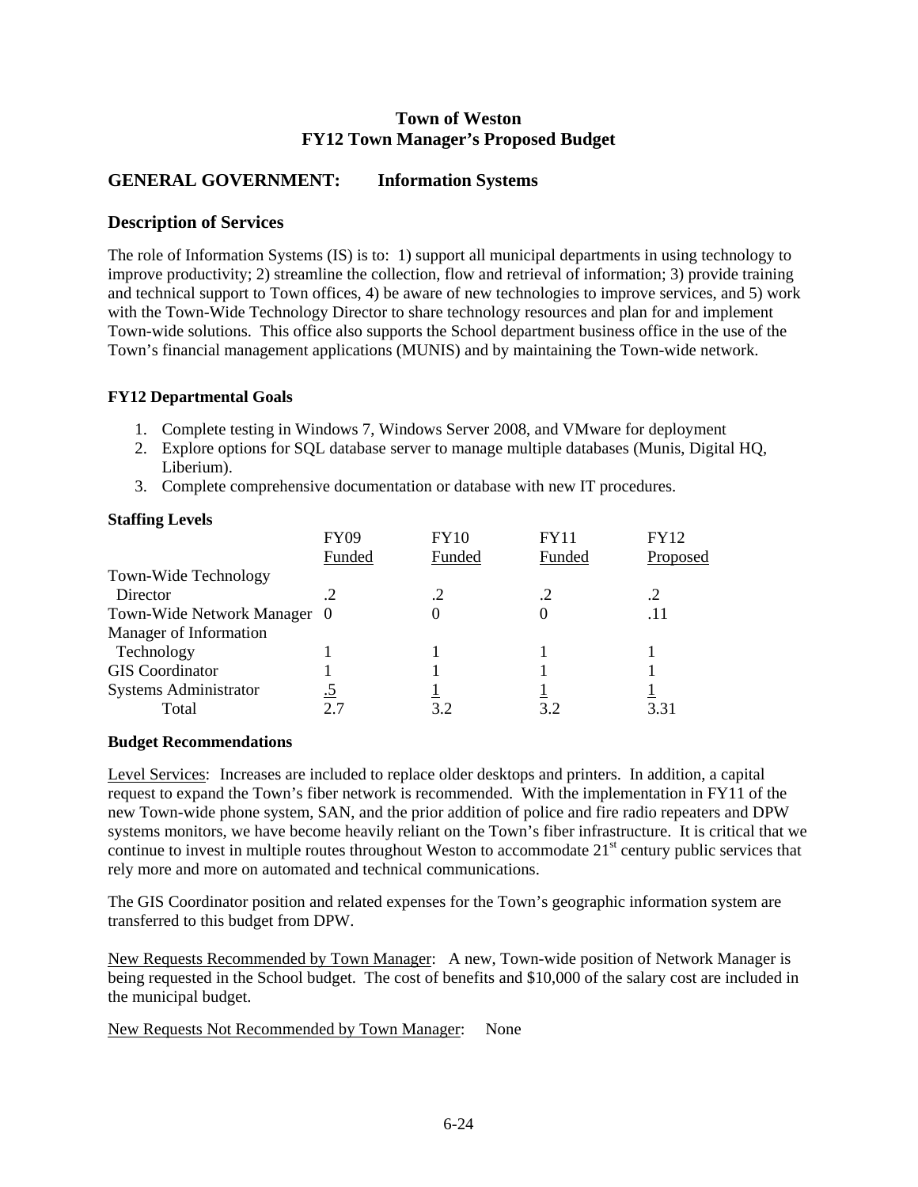**Town of Weston**
**FY12 Town Manager's Proposed Budget**

## GENERAL GOVERNMENT: Information Systems

## Description of Services

The role of Information Systems (IS) is to: 1) support all municipal departments in using technology to improve productivity; 2) streamline the collection, flow and retrieval of information; 3) provide training and technical support to Town offices, 4) be aware of new technologies to improve services, and 5) work with the Town-Wide Technology Director to share technology resources and plan for and implement Town-wide solutions. This office also supports the School department business office in the use of the Town's financial management applications (MUNIS) and by maintaining the Town-wide network.

### FY12 Departmental Goals

1. Complete testing in Windows 7, Windows Server 2008, and VMware for deployment
2. Explore options for SQL database server to manage multiple databases (Munis, Digital HQ, Liberium).
3. Complete comprehensive documentation or database with new IT procedures.

### Staffing Levels

| | FY09 Funded | FY10 Funded | FY11 Funded | FY12 Proposed |
|---|---|---|---|---|
| Town-Wide Technology Director | .2 | .2 | .2 | .2 |
| Town-Wide Network Manager | 0 | 0 | 0 | .11 |
| Manager of Information Technology | 1 | 1 | 1 | 1 |
| GIS Coordinator | 1 | 1 | 1 | 1 |
| Systems Administrator | .5 | 1 | 1 | 1 |
| Total | 2.7 | 3.2 | 3.2 | 3.31 |

### Budget Recommendations

Level Services: Increases are included to replace older desktops and printers. In addition, a capital request to expand the Town's fiber network is recommended. With the implementation in FY11 of the new Town-wide phone system, SAN, and the prior addition of police and fire radio repeaters and DPW systems monitors, we have become heavily reliant on the Town's fiber infrastructure. It is critical that we continue to invest in multiple routes throughout Weston to accommodate 21st century public services that rely more and more on automated and technical communications.

The GIS Coordinator position and related expenses for the Town's geographic information system are transferred to this budget from DPW.

New Requests Recommended by Town Manager: A new, Town-wide position of Network Manager is being requested in the School budget. The cost of benefits and $10,000 of the salary cost are included in the municipal budget.

New Requests Not Recommended by Town Manager: None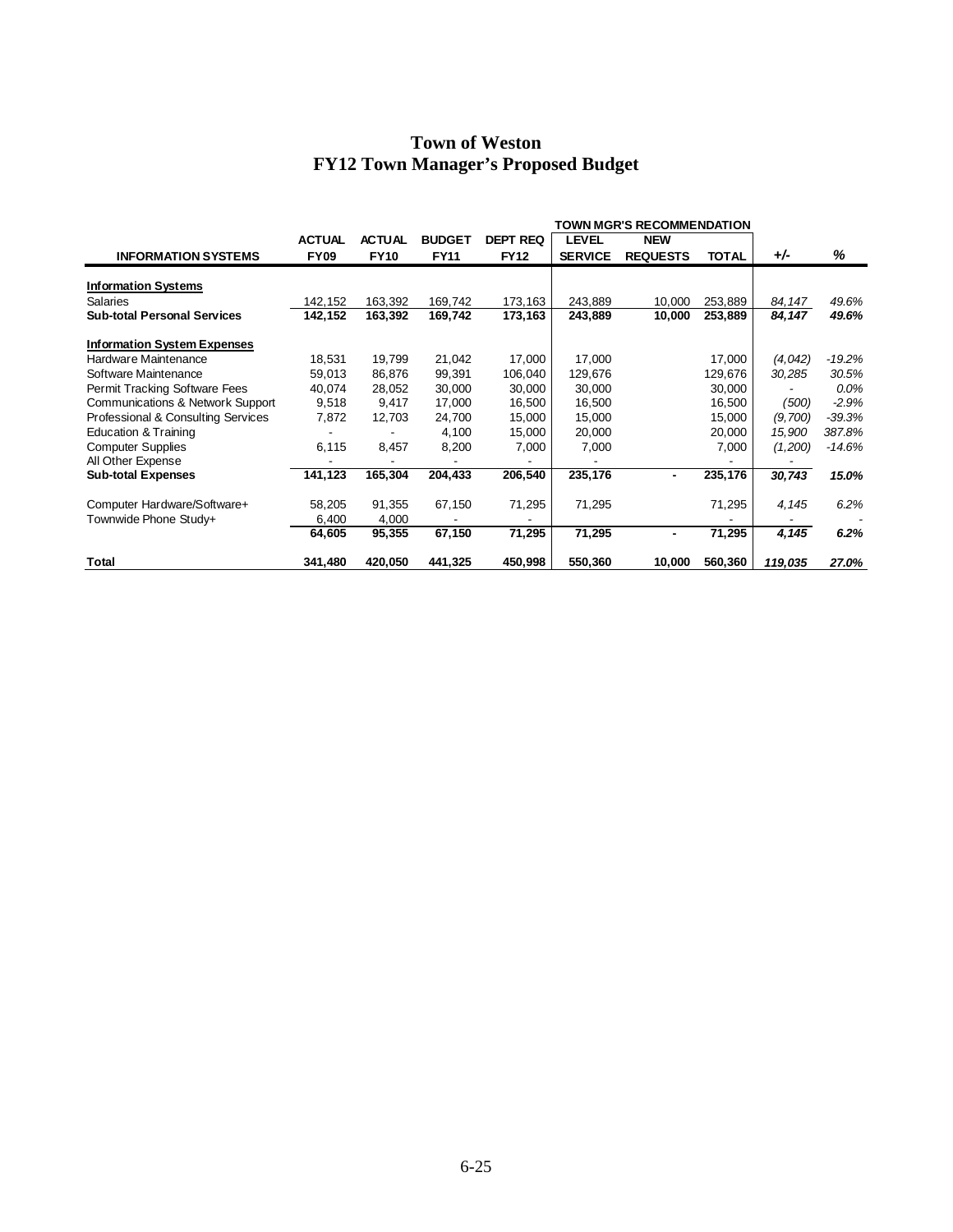# Town of Weston
## FY12 Town Manager's Proposed Budget

| | | | | | TOWN MGR'S RECOMMENDATION | | | | |
|---|---|---|---|---|---|---|---|---|---|
| **INFORMATION SYSTEMS** | **ACTUAL FY09** | **ACTUAL FY10** | **BUDGET FY11** | **DEPT REQ FY12** | **LEVEL SERVICE** | **NEW REQUESTS** | **TOTAL** | **+/-** | **%** |
| **Information Systems** | | | | | | | | | |
| Salaries | 142,152 | 163,392 | 169,742 | 173,163 | 243,889 | 10,000 | 253,889 | *84,147* | *49.6%* |
| **Sub-total Personal Services** | **142,152** | **163,392** | **169,742** | **173,163** | **243,889** | **10,000** | **253,889** | ***84,147*** | ***49.6%*** |
| **Information System Expenses** | | | | | | | | | |
| Hardware Maintenance | 18,531 | 19,799 | 21,042 | 17,000 | 17,000 | | 17,000 | *(4,042)* | *-19.2%* |
| Software Maintenance | 59,013 | 86,876 | 99,391 | 106,040 | 129,676 | | 129,676 | *30,285* | *30.5%* |
| Permit Tracking Software Fees | 40,074 | 28,052 | 30,000 | 30,000 | 30,000 | | 30,000 | - | *0.0%* |
| Communications & Network Support | 9,518 | 9,417 | 17,000 | 16,500 | 16,500 | | 16,500 | *(500)* | *-2.9%* |
| Professional & Consulting Services | 7,872 | 12,703 | 24,700 | 15,000 | 15,000 | | 15,000 | *(9,700)* | *-39.3%* |
| Education & Training | - | - | 4,100 | 15,000 | 20,000 | | 20,000 | *15,900* | *387.8%* |
| Computer Supplies | 6,115 | 8,457 | 8,200 | 7,000 | 7,000 | | 7,000 | *(1,200)* | *-14.6%* |
| All Other Expense | - | - | - | - | - | | - | - | |
| **Sub-total Expenses** | **141,123** | **165,304** | **204,433** | **206,540** | **235,176** | **-** | **235,176** | ***30,743*** | ***15.0%*** |
| Computer Hardware/Software+ | 58,205 | 91,355 | 67,150 | 71,295 | 71,295 | | 71,295 | *4,145* | *6.2%* |
| Townwide Phone Study+ | 6,400 | 4,000 | - | - | | | - | - | - |
| | **64,605** | **95,355** | **67,150** | **71,295** | **71,295** | **-** | **71,295** | ***4,145*** | ***6.2%*** |
| **Total** | **341,480** | **420,050** | **441,325** | **450,998** | **550,360** | **10,000** | **560,360** | ***119,035*** | ***27.0%*** |